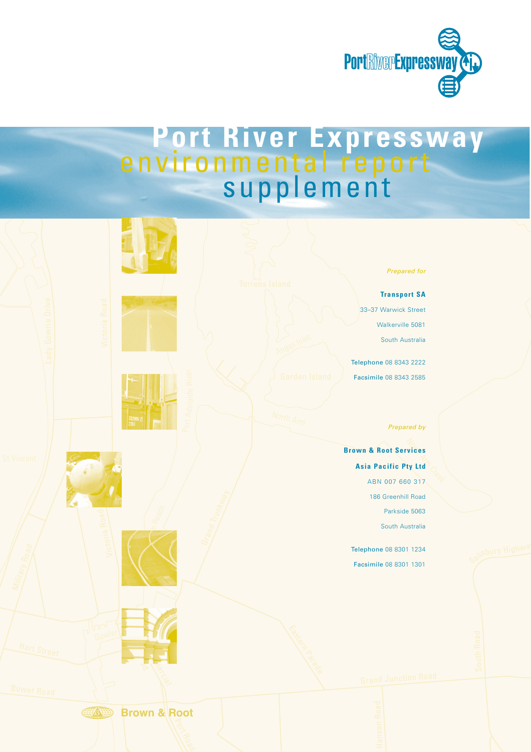# Port River Expressway environmental report supplement

*Prepared for*

**Transport SA**

33–37 Warwick Street

Walkerville 5081

South Australia

Telephone 08 8343 2222

Facsimile 08 8343 2585

*Prepared by*

**Brown & Root Services**

**Asia Pacific Pty Ltd**

ABN 007 660 317

186 Greenhill Road

Parkside 5063

South Australia

Telephone 08 8301 1234

Facsimile 08 8301 1301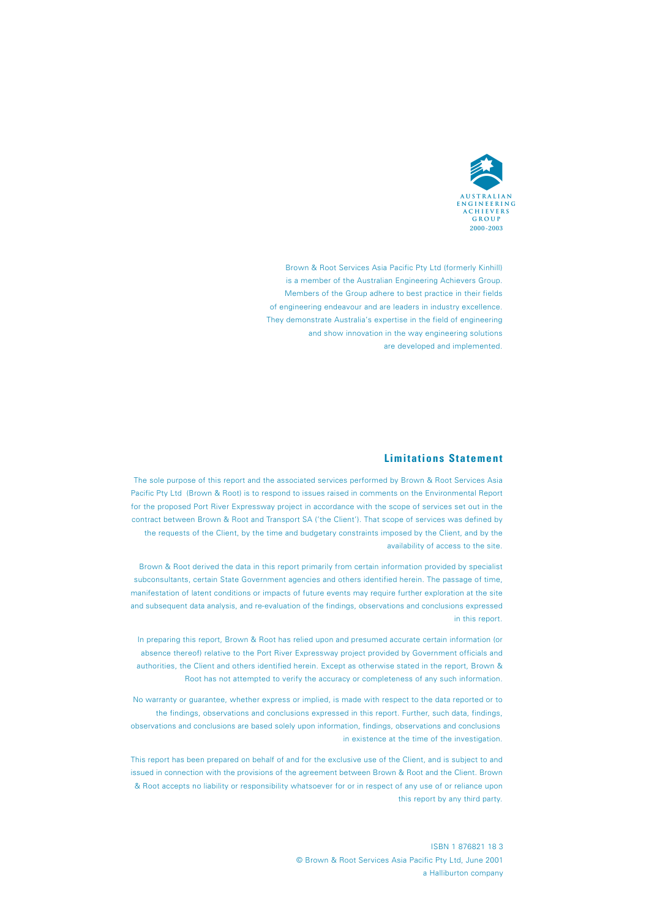AUSTRALIAN ENGINEERING ACHIEVERS GROUP 2000-2003

Brown & Root Services Asia Pacific Pty Ltd (formerly Kinhill) is a member of the Australian Engineering Achievers Group. Members of the Group adhere to best practice in their fields of engineering endeavour and are leaders in industry excellence. They demonstrate Australia's expertise in the field of engineering and show innovation in the way engineering solutions are developed and implemented.

## Limitations Statement

The sole purpose of this report and the associated services performed by Brown & Root Services Asia Pacific Pty Ltd (Brown & Root) is to respond to issues raised in comments on the Environmental Report for the proposed Port River Expressway project in accordance with the scope of services set out in the contract between Brown & Root and Transport SA ('the Client'). That scope of services was defined by the requests of the Client, by the time and budgetary constraints imposed by the Client, and by the availability of access to the site.

Brown & Root derived the data in this report primarily from certain information provided by specialist subconsultants, certain State Government agencies and others identified herein. The passage of time, manifestation of latent conditions or impacts of future events may require further exploration at the site and subsequent data analysis, and re-evaluation of the findings, observations and conclusions expressed in this report.

In preparing this report, Brown & Root has relied upon and presumed accurate certain information (or absence thereof) relative to the Port River Expressway project provided by Government officials and authorities, the Client and others identified herein. Except as otherwise stated in the report, Brown & Root has not attempted to verify the accuracy or completeness of any such information.

No warranty or guarantee, whether express or implied, is made with respect to the data reported or to the findings, observations and conclusions expressed in this report. Further, such data, findings, observations and conclusions are based solely upon information, findings, observations and conclusions in existence at the time of the investigation.

This report has been prepared on behalf of and for the exclusive use of the Client, and is subject to and issued in connection with the provisions of the agreement between Brown & Root and the Client. Brown & Root accepts no liability or responsibility whatsoever for or in respect of any use of or reliance upon this report by any third party.

ISBN 1 876821 18 3
© Brown & Root Services Asia Pacific Pty Ltd, June 2001
a Halliburton company